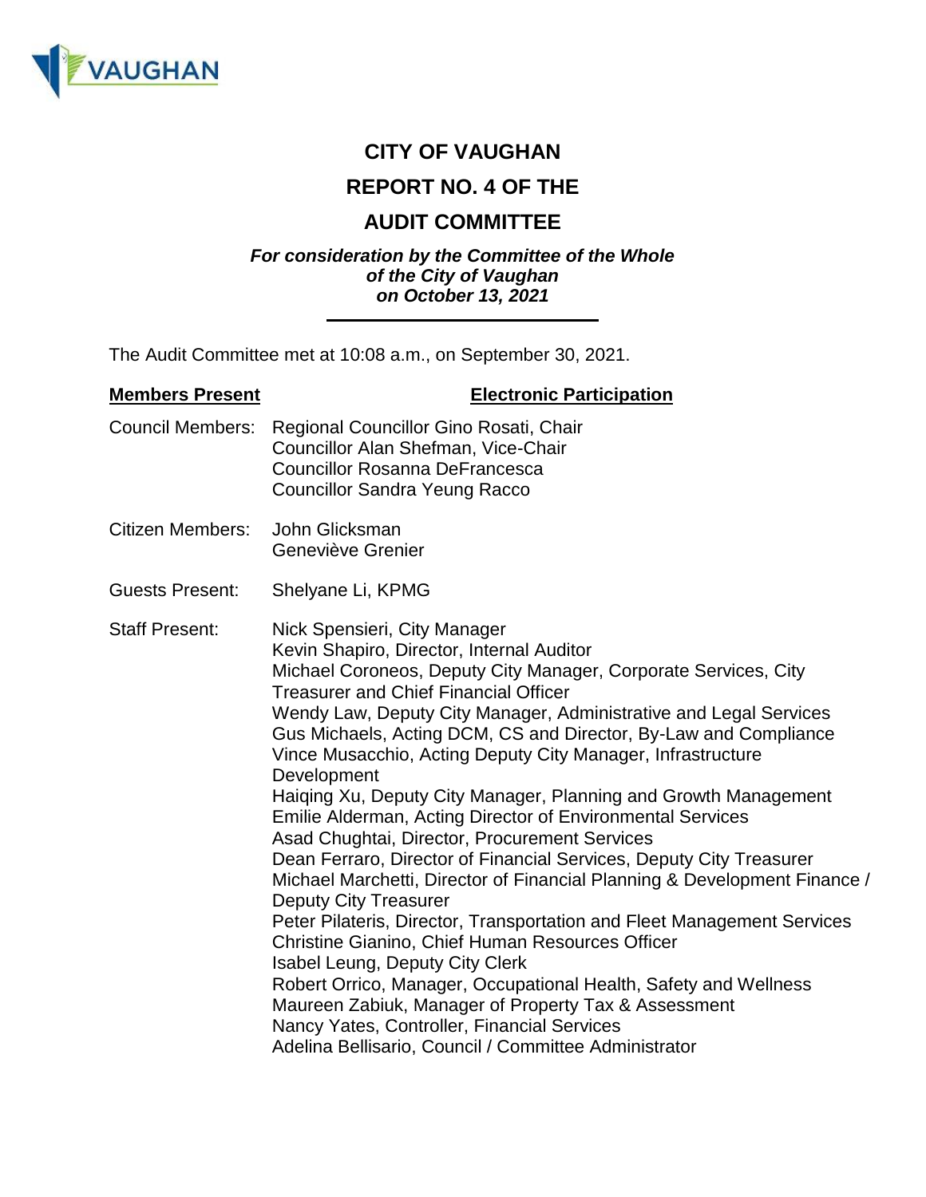# CITY OF VAUGHAN

# REPORT NO. 4 OF THE

# AUDIT COMMITTEE

***For consideration by the Committee of the Whole of the City of Vaughan on October 13, 2021***

---

The Audit Committee met at 10:08 a.m., on September 30, 2021.

| **Members Present** | **Electronic Participation** |
|---|---|
| Council Members: | Regional Councillor Gino Rosati, Chair<br>Councillor Alan Shefman, Vice-Chair<br>Councillor Rosanna DeFrancesca<br>Councillor Sandra Yeung Racco |
| Citizen Members: | John Glicksman<br>Geneviève Grenier |
| Guests Present: | Shelyane Li, KPMG |
| Staff Present: | Nick Spensieri, City Manager<br>Kevin Shapiro, Director, Internal Auditor<br>Michael Coroneos, Deputy City Manager, Corporate Services, City Treasurer and Chief Financial Officer<br>Wendy Law, Deputy City Manager, Administrative and Legal Services<br>Gus Michaels, Acting DCM, CS and Director, By-Law and Compliance<br>Vince Musacchio, Acting Deputy City Manager, Infrastructure Development<br>Haiqing Xu, Deputy City Manager, Planning and Growth Management<br>Emilie Alderman, Acting Director of Environmental Services<br>Asad Chughtai, Director, Procurement Services<br>Dean Ferraro, Director of Financial Services, Deputy City Treasurer<br>Michael Marchetti, Director of Financial Planning & Development Finance / Deputy City Treasurer<br>Peter Pilateris, Director, Transportation and Fleet Management Services<br>Christine Gianino, Chief Human Resources Officer<br>Isabel Leung, Deputy City Clerk<br>Robert Orrico, Manager, Occupational Health, Safety and Wellness<br>Maureen Zabiuk, Manager of Property Tax & Assessment<br>Nancy Yates, Controller, Financial Services<br>Adelina Bellisario, Council / Committee Administrator |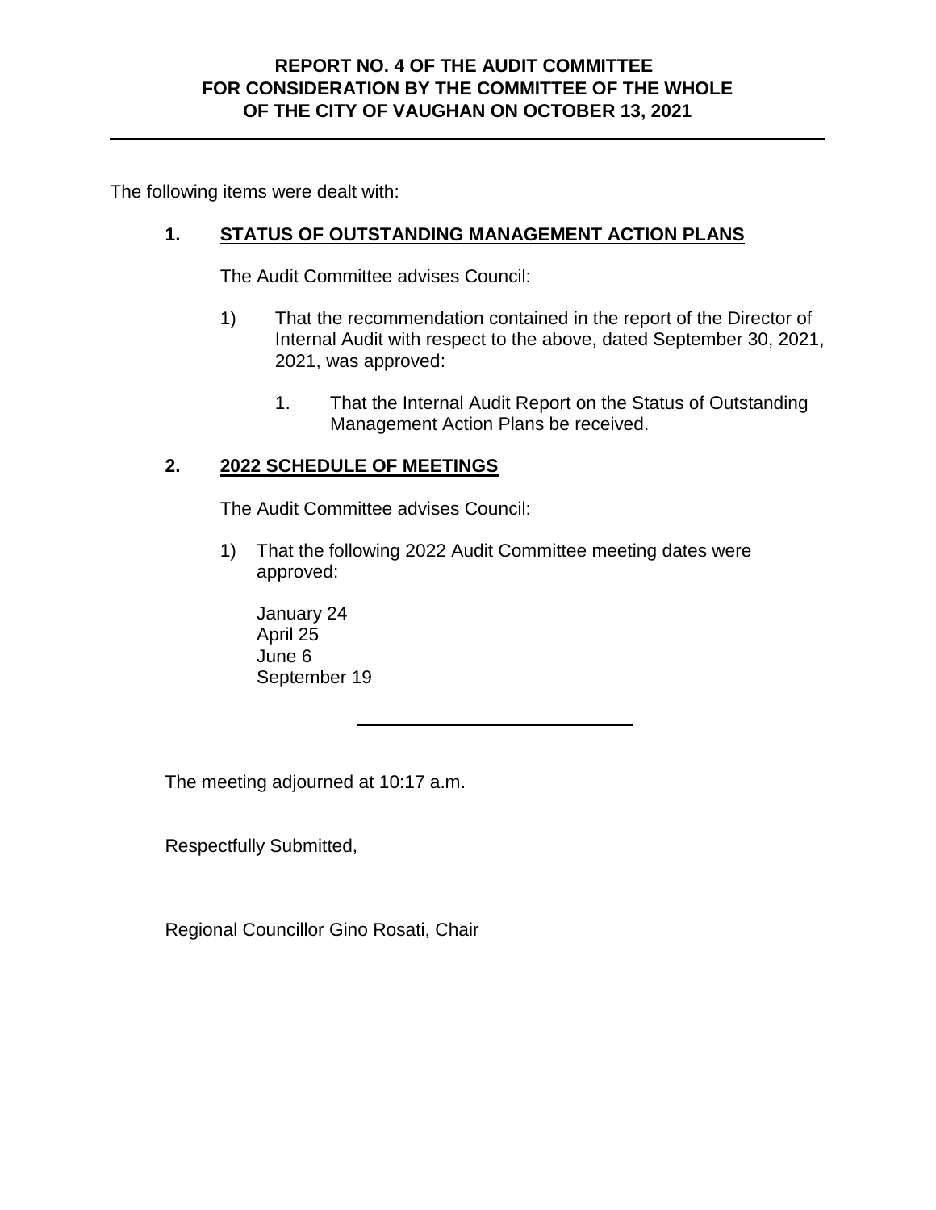**REPORT NO. 4 OF THE AUDIT COMMITTEE
FOR CONSIDERATION BY THE COMMITTEE OF THE WHOLE
OF THE CITY OF VAUGHAN ON OCTOBER 13, 2021**

---

The following items were dealt with:

## 1. STATUS OF OUTSTANDING MANAGEMENT ACTION PLANS

The Audit Committee advises Council:

1) That the recommendation contained in the report of the Director of Internal Audit with respect to the above, dated September 30, 2021, 2021, was approved:

    1. That the Internal Audit Report on the Status of Outstanding Management Action Plans be received.

## 2. 2022 SCHEDULE OF MEETINGS

The Audit Committee advises Council:

1) That the following 2022 Audit Committee meeting dates were approved:

    January 24
    April 25
    June 6
    September 19

---

The meeting adjourned at 10:17 a.m.

Respectfully Submitted,

Regional Councillor Gino Rosati, Chair